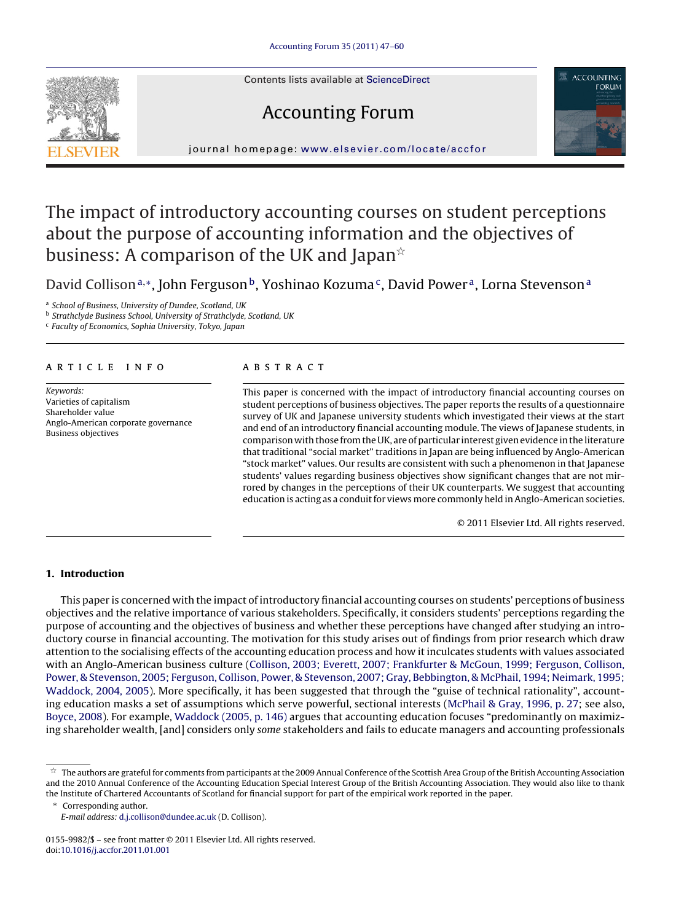# The impact of introductory accounting courses on student perceptions about the purpose of accounting information and the objectives of business: A comparison of the UK and Japan☆

David Collison[a,*], John Ferguson[b], Yoshinao Kozuma[c], David Power[a], Lorna Stevenson[a]

[a] *School of Business, University of Dundee, Scotland, UK*
[b] *Strathclyde Business School, University of Strathclyde, Scotland, UK*
[c] *Faculty of Economics, Sophia University, Tokyo, Japan*

## ARTICLE INFO

*Keywords:*
Varieties of capitalism
Shareholder value
Anglo-American corporate governance
Business objectives

## ABSTRACT

This paper is concerned with the impact of introductory financial accounting courses on student perceptions of business objectives. The paper reports the results of a questionnaire survey of UK and Japanese university students which investigated their views at the start and end of an introductory financial accounting module. The views of Japanese students, in comparison with those from the UK, are of particular interest given evidence in the literature that traditional "social market" traditions in Japan are being influenced by Anglo-American "stock market" values. Our results are consistent with such a phenomenon in that Japanese students' values regarding business objectives show significant changes that are not mirrored by changes in the perceptions of their UK counterparts. We suggest that accounting education is acting as a conduit for views more commonly held in Anglo-American societies.

© 2011 Elsevier Ltd. All rights reserved.

## 1. Introduction

This paper is concerned with the impact of introductory financial accounting courses on students' perceptions of business objectives and the relative importance of various stakeholders. Specifically, it considers students' perceptions regarding the purpose of accounting and the objectives of business and whether these perceptions have changed after studying an introductory course in financial accounting. The motivation for this study arises out of findings from prior research which draw attention to the socialising effects of the accounting education process and how it inculcates students with values associated with an Anglo-American business culture (Collison, 2003; Everett, 2007; Frankfurter & McGoun, 1999; Ferguson, Collison, Power, & Stevenson, 2005; Ferguson, Collison, Power, & Stevenson, 2007; Gray, Bebbington, & McPhail, 1994; Neimark, 1995; Waddock, 2004, 2005). More specifically, it has been suggested that through the "guise of technical rationality", accounting education masks a set of assumptions which serve powerful, sectional interests (McPhail & Gray, 1996, p. 27; see also, Boyce, 2008). For example, Waddock (2005, p. 146) argues that accounting education focuses "predominantly on maximizing shareholder wealth, [and] considers only *some* stakeholders and fails to educate managers and accounting professionals

---

☆ The authors are grateful for comments from participants at the 2009 Annual Conference of the Scottish Area Group of the British Accounting Association and the 2010 Annual Conference of the Accounting Education Special Interest Group of the British Accounting Association. They would also like to thank the Institute of Chartered Accountants of Scotland for financial support for part of the empirical work reported in the paper.

\* Corresponding author.
*E-mail address:* d.j.collison@dundee.ac.uk (D. Collison).

0155-9982/$ – see front matter © 2011 Elsevier Ltd. All rights reserved.
doi:10.1016/j.accfor.2011.01.001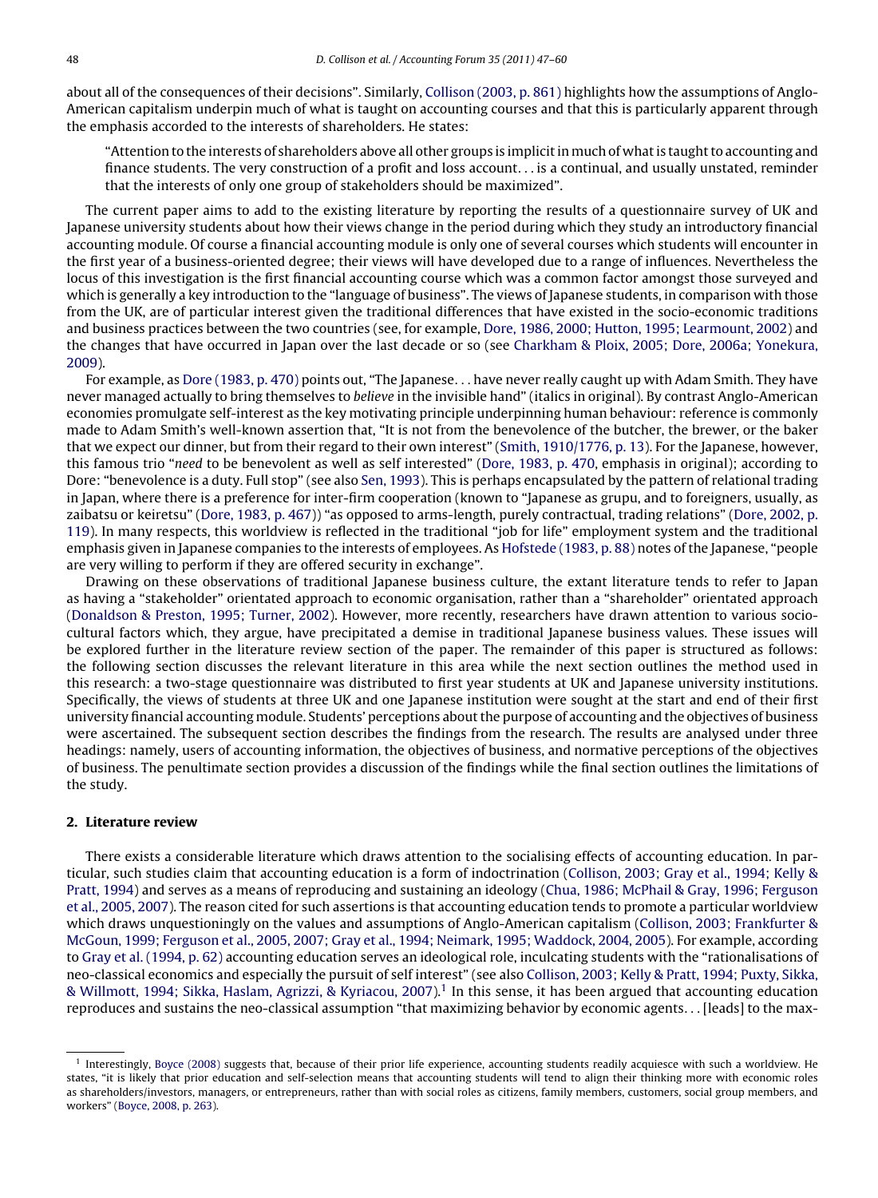about all of the consequences of their decisions". Similarly, Collison (2003, p. 861) highlights how the assumptions of Anglo-American capitalism underpin much of what is taught on accounting courses and that this is particularly apparent through the emphasis accorded to the interests of shareholders. He states:

> "Attention to the interests of shareholders above all other groups is implicit in much of what is taught to accounting and finance students. The very construction of a profit and loss account. . . is a continual, and usually unstated, reminder that the interests of only one group of stakeholders should be maximized".

The current paper aims to add to the existing literature by reporting the results of a questionnaire survey of UK and Japanese university students about how their views change in the period during which they study an introductory financial accounting module. Of course a financial accounting module is only one of several courses which students will encounter in the first year of a business-oriented degree; their views will have developed due to a range of influences. Nevertheless the locus of this investigation is the first financial accounting course which was a common factor amongst those surveyed and which is generally a key introduction to the "language of business". The views of Japanese students, in comparison with those from the UK, are of particular interest given the traditional differences that have existed in the socio-economic traditions and business practices between the two countries (see, for example, Dore, 1986, 2000; Hutton, 1995; Learmount, 2002) and the changes that have occurred in Japan over the last decade or so (see Charkham & Ploix, 2005; Dore, 2006a; Yonekura, 2009).

For example, as Dore (1983, p. 470) points out, "The Japanese. . . have never really caught up with Adam Smith. They have never managed actually to bring themselves to *believe* in the invisible hand" (italics in original). By contrast Anglo-American economies promulgate self-interest as the key motivating principle underpinning human behaviour: reference is commonly made to Adam Smith's well-known assertion that, "It is not from the benevolence of the butcher, the brewer, or the baker that we expect our dinner, but from their regard to their own interest" (Smith, 1910/1776, p. 13). For the Japanese, however, this famous trio "*need* to be benevolent as well as self interested" (Dore, 1983, p. 470, emphasis in original); according to Dore: "benevolence is a duty. Full stop" (see also Sen, 1993). This is perhaps encapsulated by the pattern of relational trading in Japan, where there is a preference for inter-firm cooperation (known to "Japanese as grupu, and to foreigners, usually, as zaibatsu or keiretsu" (Dore, 1983, p. 467)) "as opposed to arms-length, purely contractual, trading relations" (Dore, 2002, p. 119). In many respects, this worldview is reflected in the traditional "job for life" employment system and the traditional emphasis given in Japanese companies to the interests of employees. As Hofstede (1983, p. 88) notes of the Japanese, "people are very willing to perform if they are offered security in exchange".

Drawing on these observations of traditional Japanese business culture, the extant literature tends to refer to Japan as having a "stakeholder" orientated approach to economic organisation, rather than a "shareholder" orientated approach (Donaldson & Preston, 1995; Turner, 2002). However, more recently, researchers have drawn attention to various socio-cultural factors which, they argue, have precipitated a demise in traditional Japanese business values. These issues will be explored further in the literature review section of the paper. The remainder of this paper is structured as follows: the following section discusses the relevant literature in this area while the next section outlines the method used in this research: a two-stage questionnaire was distributed to first year students at UK and Japanese university institutions. Specifically, the views of students at three UK and one Japanese institution were sought at the start and end of their first university financial accounting module. Students' perceptions about the purpose of accounting and the objectives of business were ascertained. The subsequent section describes the findings from the research. The results are analysed under three headings: namely, users of accounting information, the objectives of business, and normative perceptions of the objectives of business. The penultimate section provides a discussion of the findings while the final section outlines the limitations of the study.

## 2. Literature review

There exists a considerable literature which draws attention to the socialising effects of accounting education. In particular, such studies claim that accounting education is a form of indoctrination (Collison, 2003; Gray et al., 1994; Kelly & Pratt, 1994) and serves as a means of reproducing and sustaining an ideology (Chua, 1986; McPhail & Gray, 1996; Ferguson et al., 2005, 2007). The reason cited for such assertions is that accounting education tends to promote a particular worldview which draws unquestioningly on the values and assumptions of Anglo-American capitalism (Collison, 2003; Frankfurter & McGoun, 1999; Ferguson et al., 2005, 2007; Gray et al., 1994; Neimark, 1995; Waddock, 2004, 2005). For example, according to Gray et al. (1994, p. 62) accounting education serves an ideological role, inculcating students with the "rationalisations of neo-classical economics and especially the pursuit of self interest" (see also Collison, 2003; Kelly & Pratt, 1994; Puxty, Sikka, & Willmott, 1994; Sikka, Haslam, Agrizzi, & Kyriacou, 2007).[1] In this sense, it has been argued that accounting education reproduces and sustains the neo-classical assumption "that maximizing behavior by economic agents. . . [leads] to the max-

[1] Interestingly, Boyce (2008) suggests that, because of their prior life experience, accounting students readily acquiesce with such a worldview. He states, "it is likely that prior education and self-selection means that accounting students will tend to align their thinking more with economic roles as shareholders/investors, managers, or entrepreneurs, rather than with social roles as citizens, family members, customers, social group members, and workers" (Boyce, 2008, p. 263).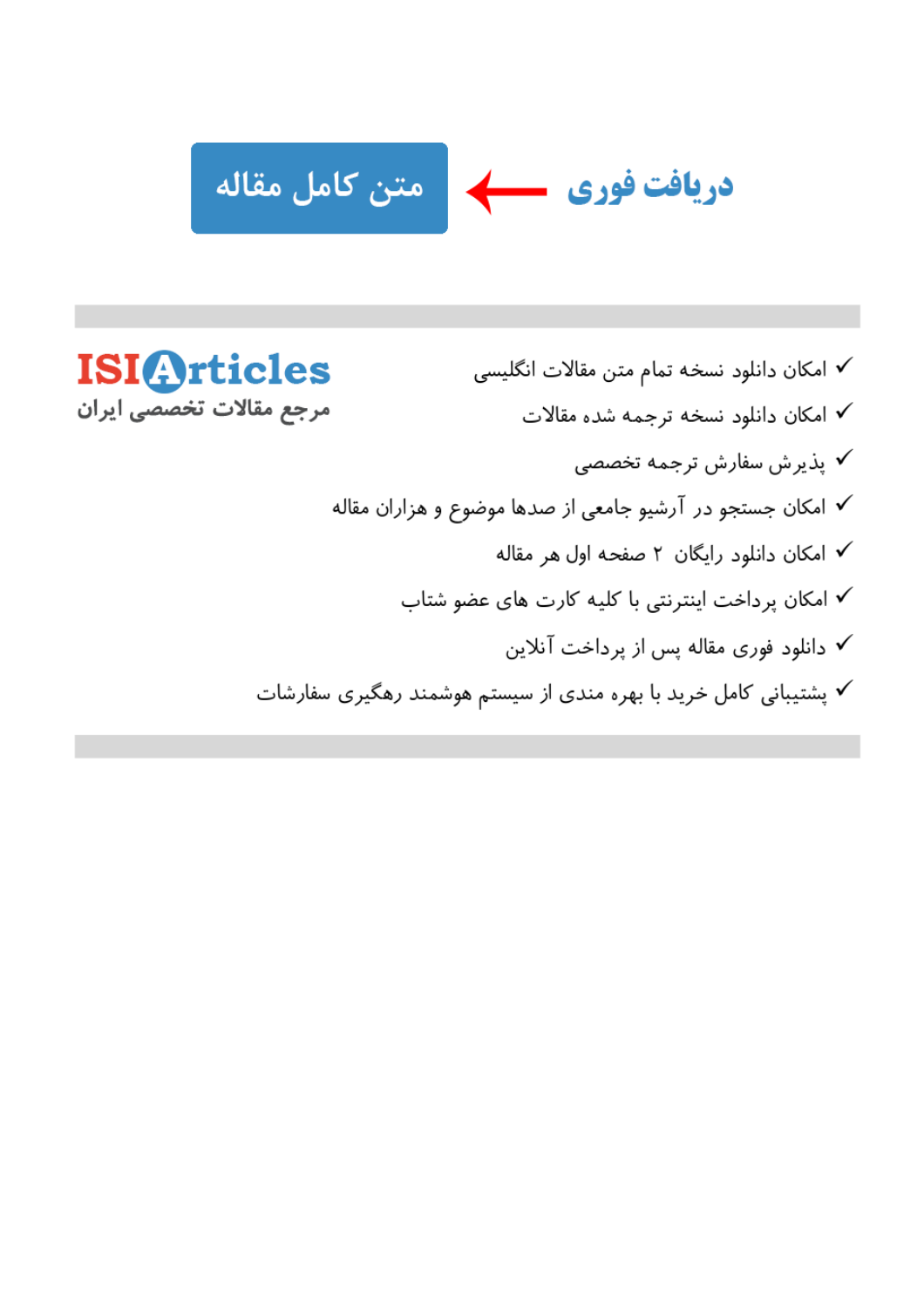دریافت فوری ← **متن کامل مقاله**

**ISIArticles**
مرجع مقالات تخصصی ایران

- ✓ امکان دانلود نسخه تمام متن مقالات انگلیسی
- ✓ امکان دانلود نسخه ترجمه شده مقالات
- ✓ پذیرش سفارش ترجمه تخصصی
- ✓ امکان جستجو در آرشیو جامعی از صدها موضوع و هزاران مقاله
- ✓ امکان دانلود رایگان ۲ صفحه اول هر مقاله
- ✓ امکان پرداخت اینترنتی با کلیه کارت های عضو شتاب
- ✓ دانلود فوری مقاله پس از پرداخت آنلاین
- ✓ پشتیبانی کامل خرید با بهره مندی از سیستم هوشمند رهگیری سفارشات